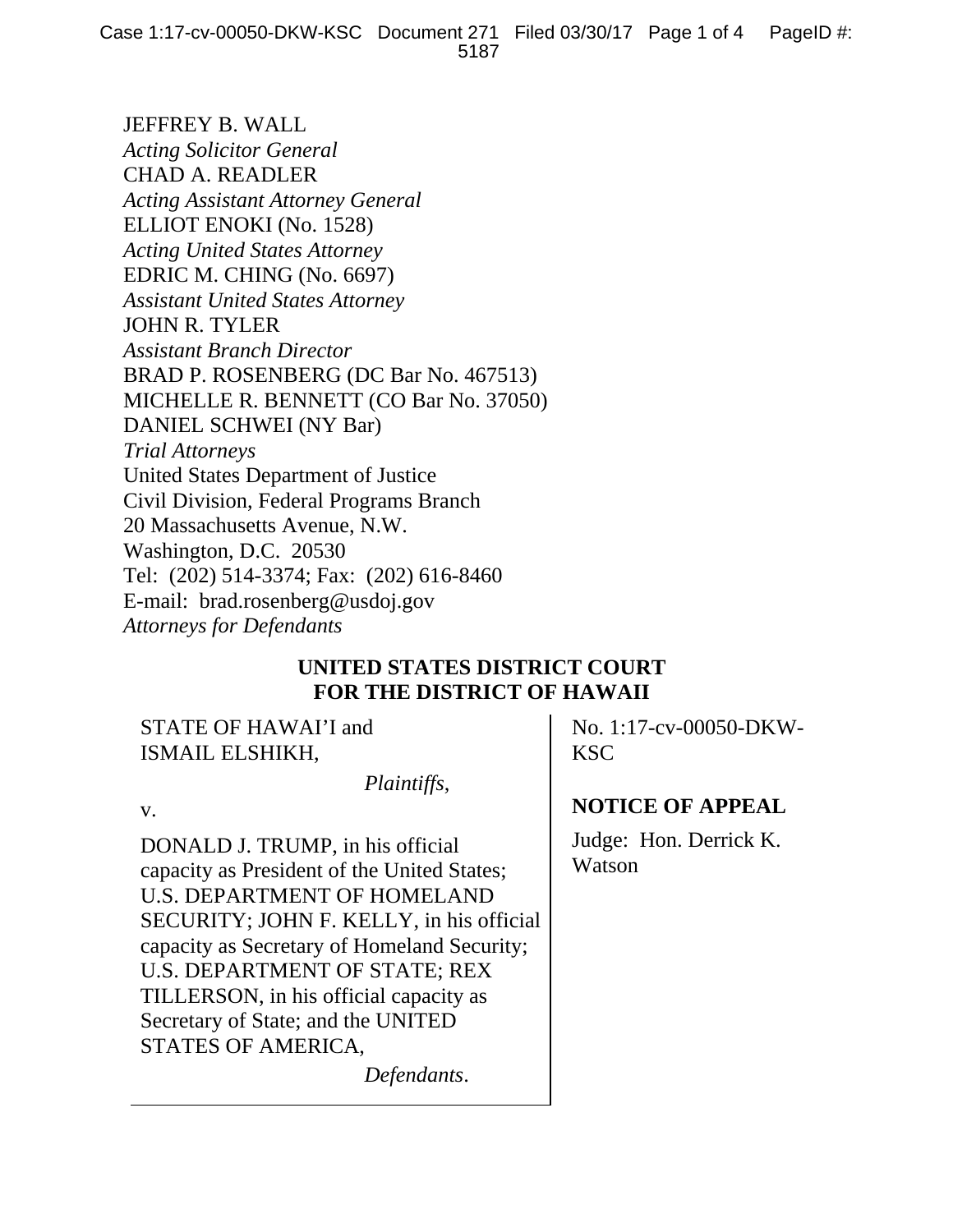JEFFREY B. WALL
*Acting Solicitor General*
CHAD A. READLER
*Acting Assistant Attorney General*
ELLIOT ENOKI (No. 1528)
*Acting United States Attorney*
EDRIC M. CHING (No. 6697)
*Assistant United States Attorney*
JOHN R. TYLER
*Assistant Branch Director*
BRAD P. ROSENBERG (DC Bar No. 467513)
MICHELLE R. BENNETT (CO Bar No. 37050)
DANIEL SCHWEI (NY Bar)
*Trial Attorneys*
United States Department of Justice
Civil Division, Federal Programs Branch
20 Massachusetts Avenue, N.W.
Washington, D.C. 20530
Tel: (202) 514-3374; Fax: (202) 616-8460
E-mail: brad.rosenberg@usdoj.gov
*Attorneys for Defendants*

**UNITED STATES DISTRICT COURT**
**FOR THE DISTRICT OF HAWAII**

| | |
|---|---|
| STATE OF HAWAI'I and ISMAIL ELSHIKH,<br><br>*Plaintiffs*,<br><br>v.<br><br>DONALD J. TRUMP, in his official capacity as President of the United States; U.S. DEPARTMENT OF HOMELAND SECURITY; JOHN F. KELLY, in his official capacity as Secretary of Homeland Security; U.S. DEPARTMENT OF STATE; REX TILLERSON, in his official capacity as Secretary of State; and the UNITED STATES OF AMERICA,<br><br>*Defendants*. | No. 1:17-cv-00050-DKW-KSC<br><br>**NOTICE OF APPEAL**<br><br>Judge: Hon. Derrick K. Watson |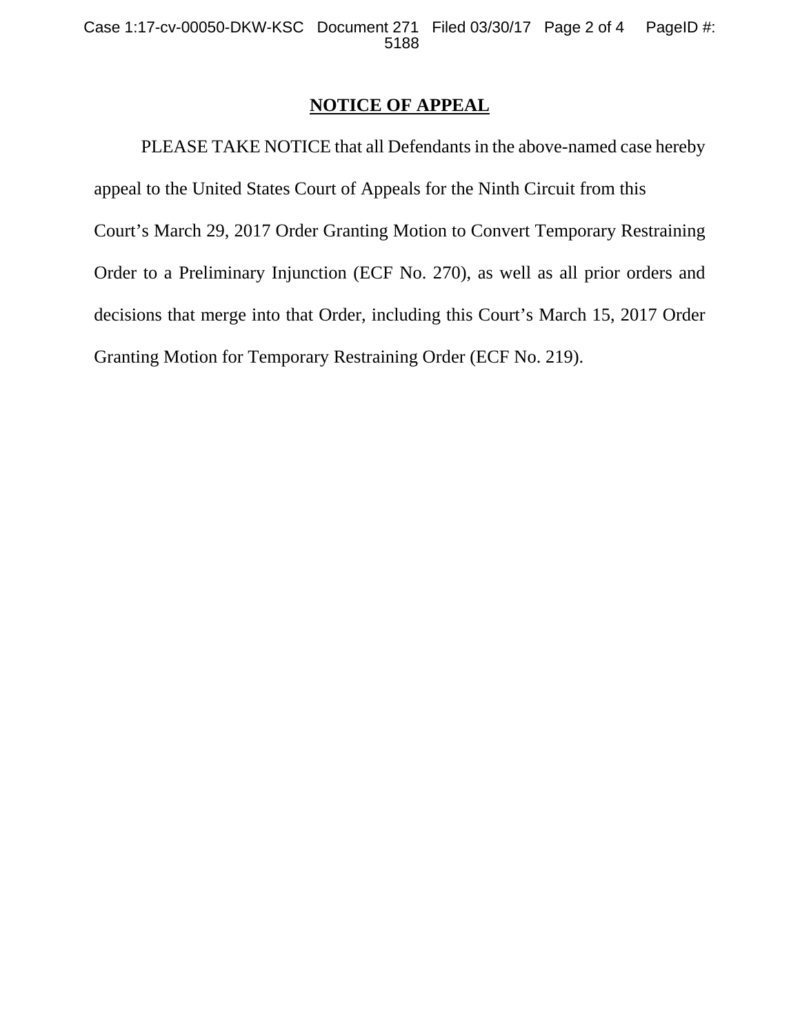**NOTICE OF APPEAL**

PLEASE TAKE NOTICE that all Defendants in the above-named case hereby appeal to the United States Court of Appeals for the Ninth Circuit from this Court's March 29, 2017 Order Granting Motion to Convert Temporary Restraining Order to a Preliminary Injunction (ECF No. 270), as well as all prior orders and decisions that merge into that Order, including this Court's March 15, 2017 Order Granting Motion for Temporary Restraining Order (ECF No. 219).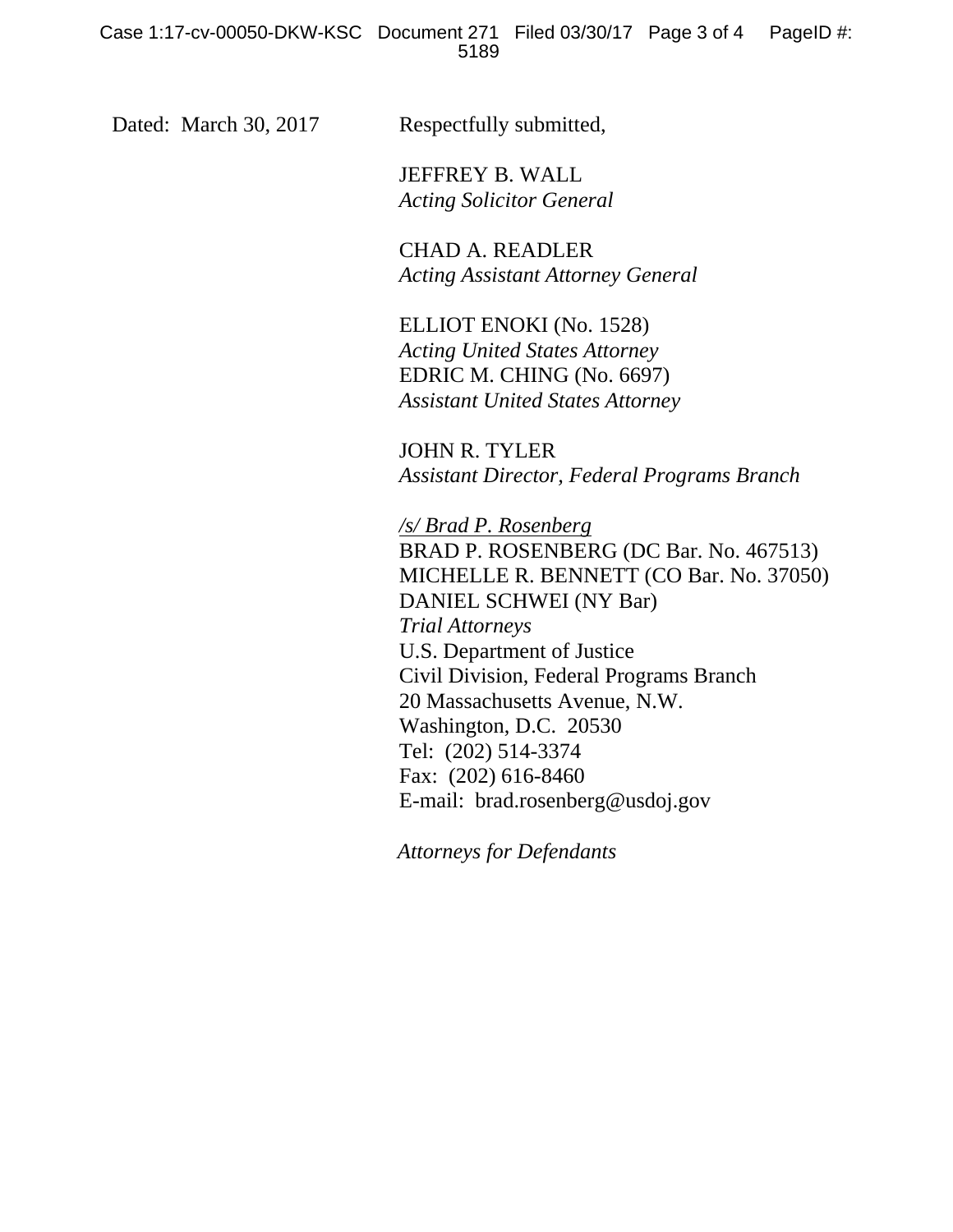Dated: March 30, 2017

Respectfully submitted,

JEFFREY B. WALL
*Acting Solicitor General*

CHAD A. READLER
*Acting Assistant Attorney General*

ELLIOT ENOKI (No. 1528)
*Acting United States Attorney*
EDRIC M. CHING (No. 6697)
*Assistant United States Attorney*

JOHN R. TYLER
*Assistant Director, Federal Programs Branch*

*/s/ Brad P. Rosenberg*
BRAD P. ROSENBERG (DC Bar. No. 467513)
MICHELLE R. BENNETT (CO Bar. No. 37050)
DANIEL SCHWEI (NY Bar)
*Trial Attorneys*
U.S. Department of Justice
Civil Division, Federal Programs Branch
20 Massachusetts Avenue, N.W.
Washington, D.C. 20530
Tel: (202) 514-3374
Fax: (202) 616-8460
E-mail: brad.rosenberg@usdoj.gov

*Attorneys for Defendants*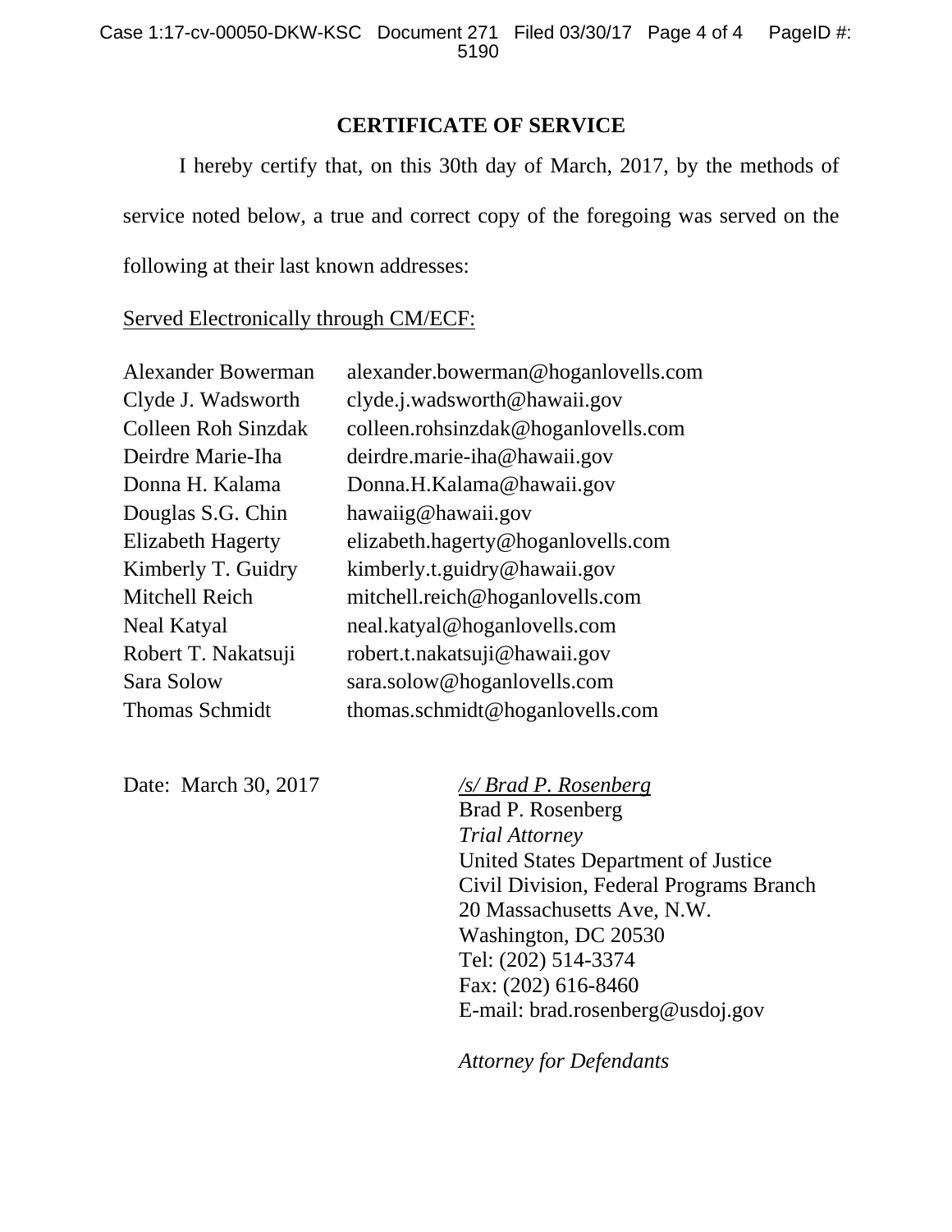## CERTIFICATE OF SERVICE

I hereby certify that, on this 30th day of March, 2017, by the methods of service noted below, a true and correct copy of the foregoing was served on the following at their last known addresses:

Served Electronically through CM/ECF:

| | |
|---|---|
| Alexander Bowerman | alexander.bowerman@hoganlovells.com |
| Clyde J. Wadsworth | clyde.j.wadsworth@hawaii.gov |
| Colleen Roh Sinzdak | colleen.rohsinzdak@hoganlovells.com |
| Deirdre Marie-Iha | deirdre.marie-iha@hawaii.gov |
| Donna H. Kalama | Donna.H.Kalama@hawaii.gov |
| Douglas S.G. Chin | hawaiig@hawaii.gov |
| Elizabeth Hagerty | elizabeth.hagerty@hoganlovells.com |
| Kimberly T. Guidry | kimberly.t.guidry@hawaii.gov |
| Mitchell Reich | mitchell.reich@hoganlovells.com |
| Neal Katyal | neal.katyal@hoganlovells.com |
| Robert T. Nakatsuji | robert.t.nakatsuji@hawaii.gov |
| Sara Solow | sara.solow@hoganlovells.com |
| Thomas Schmidt | thomas.schmidt@hoganlovells.com |

Date: March 30, 2017

*/s/ Brad P. Rosenberg*
Brad P. Rosenberg
*Trial Attorney*
United States Department of Justice
Civil Division, Federal Programs Branch
20 Massachusetts Ave, N.W.
Washington, DC 20530
Tel: (202) 514-3374
Fax: (202) 616-8460
E-mail: brad.rosenberg@usdoj.gov

*Attorney for Defendants*